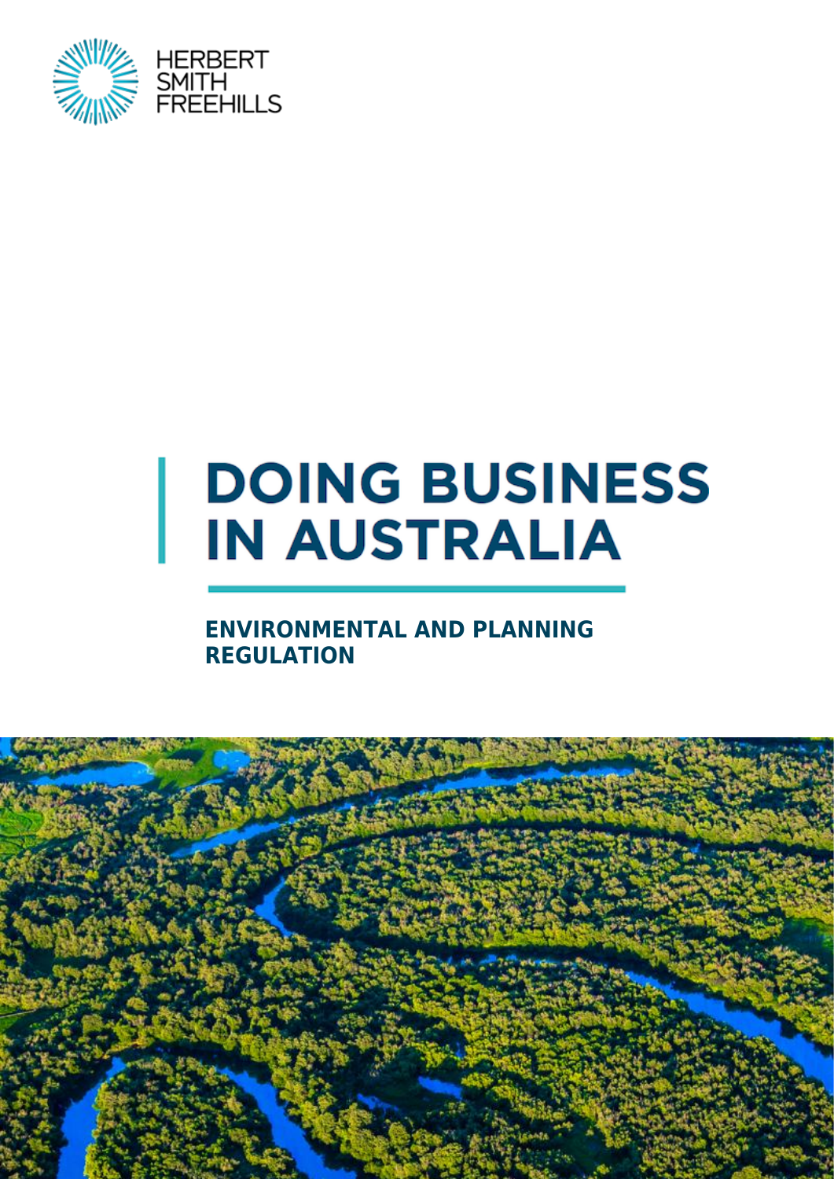HERBERT SMITH FREEHILLS

# DOING BUSINESS IN AUSTRALIA

## ENVIRONMENTAL AND PLANNING REGULATION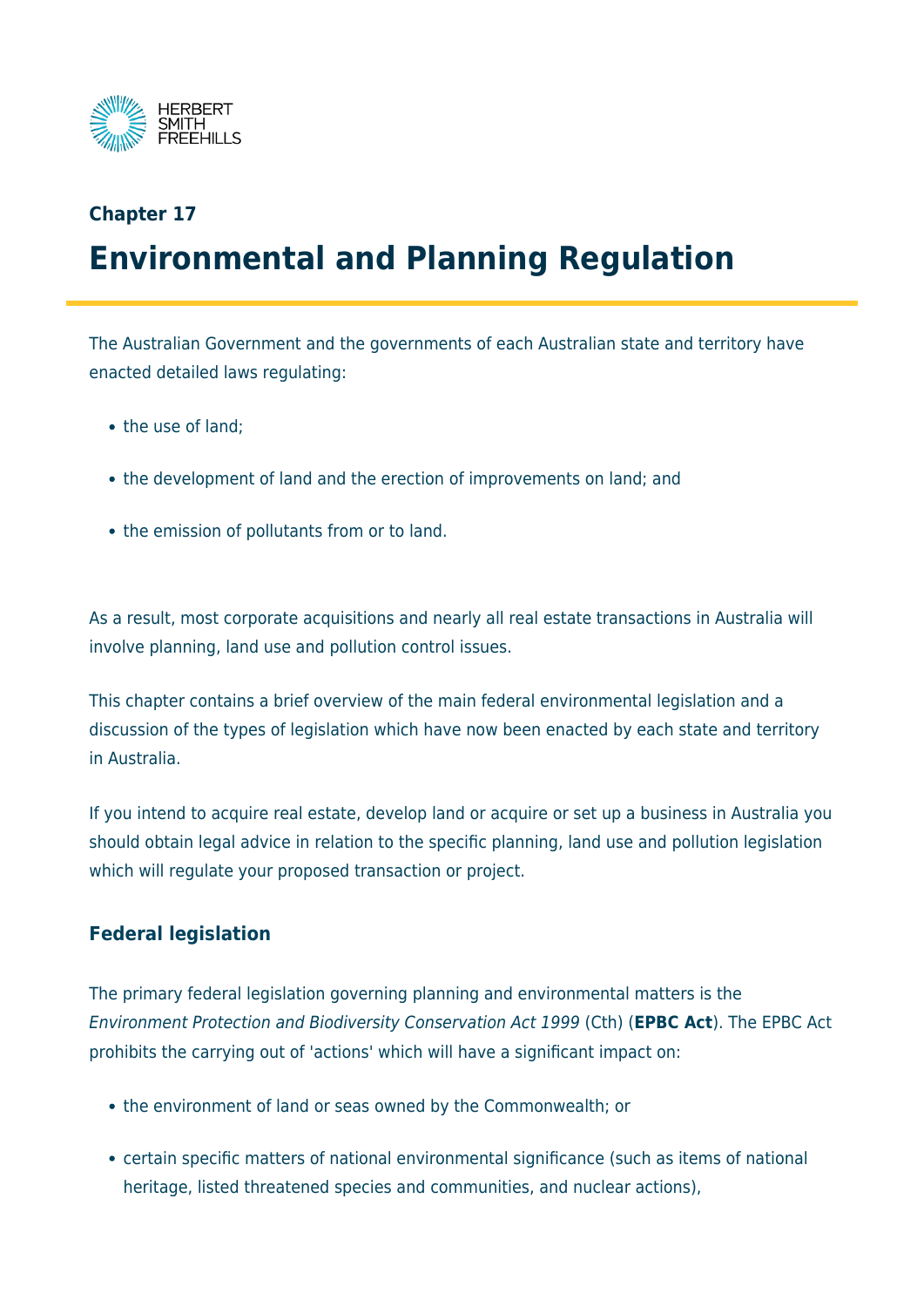## Chapter 17

# Environmental and Planning Regulation

The Australian Government and the governments of each Australian state and territory have enacted detailed laws regulating:

- the use of land;
- the development of land and the erection of improvements on land; and
- the emission of pollutants from or to land.

As a result, most corporate acquisitions and nearly all real estate transactions in Australia will involve planning, land use and pollution control issues.

This chapter contains a brief overview of the main federal environmental legislation and a discussion of the types of legislation which have now been enacted by each state and territory in Australia.

If you intend to acquire real estate, develop land or acquire or set up a business in Australia you should obtain legal advice in relation to the specific planning, land use and pollution legislation which will regulate your proposed transaction or project.

### Federal legislation

The primary federal legislation governing planning and environmental matters is the *Environment Protection and Biodiversity Conservation Act 1999* (Cth) (**EPBC Act**). The EPBC Act prohibits the carrying out of 'actions' which will have a significant impact on:

- the environment of land or seas owned by the Commonwealth; or
- certain specific matters of national environmental significance (such as items of national heritage, listed threatened species and communities, and nuclear actions),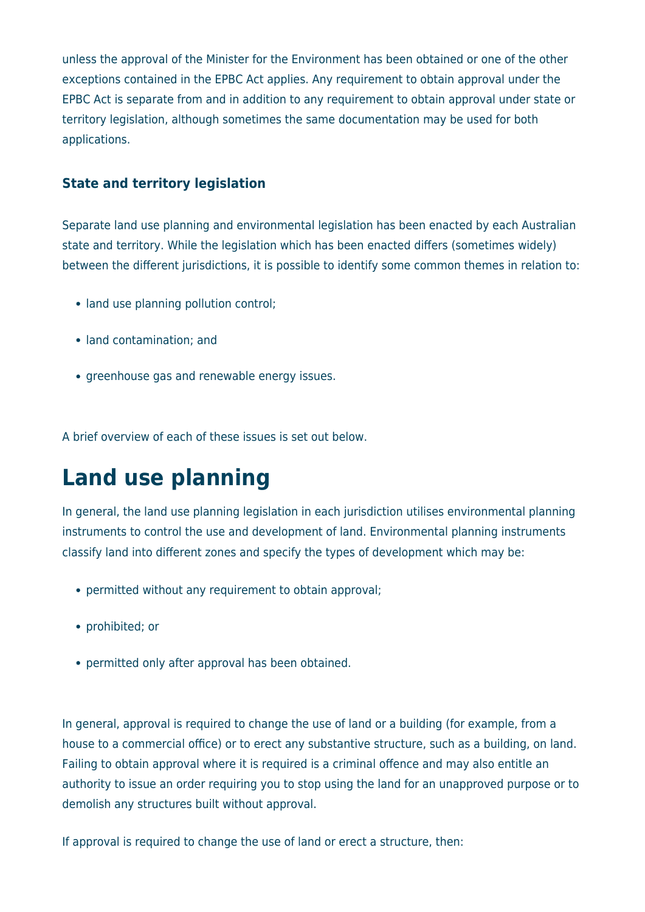unless the approval of the Minister for the Environment has been obtained or one of the other exceptions contained in the EPBC Act applies. Any requirement to obtain approval under the EPBC Act is separate from and in addition to any requirement to obtain approval under state or territory legislation, although sometimes the same documentation may be used for both applications.

### State and territory legislation

Separate land use planning and environmental legislation has been enacted by each Australian state and territory. While the legislation which has been enacted differs (sometimes widely) between the different jurisdictions, it is possible to identify some common themes in relation to:

- land use planning pollution control;
- land contamination; and
- greenhouse gas and renewable energy issues.

A brief overview of each of these issues is set out below.

# Land use planning

In general, the land use planning legislation in each jurisdiction utilises environmental planning instruments to control the use and development of land. Environmental planning instruments classify land into different zones and specify the types of development which may be:

- permitted without any requirement to obtain approval;
- prohibited; or
- permitted only after approval has been obtained.

In general, approval is required to change the use of land or a building (for example, from a house to a commercial office) or to erect any substantive structure, such as a building, on land. Failing to obtain approval where it is required is a criminal offence and may also entitle an authority to issue an order requiring you to stop using the land for an unapproved purpose or to demolish any structures built without approval.

If approval is required to change the use of land or erect a structure, then: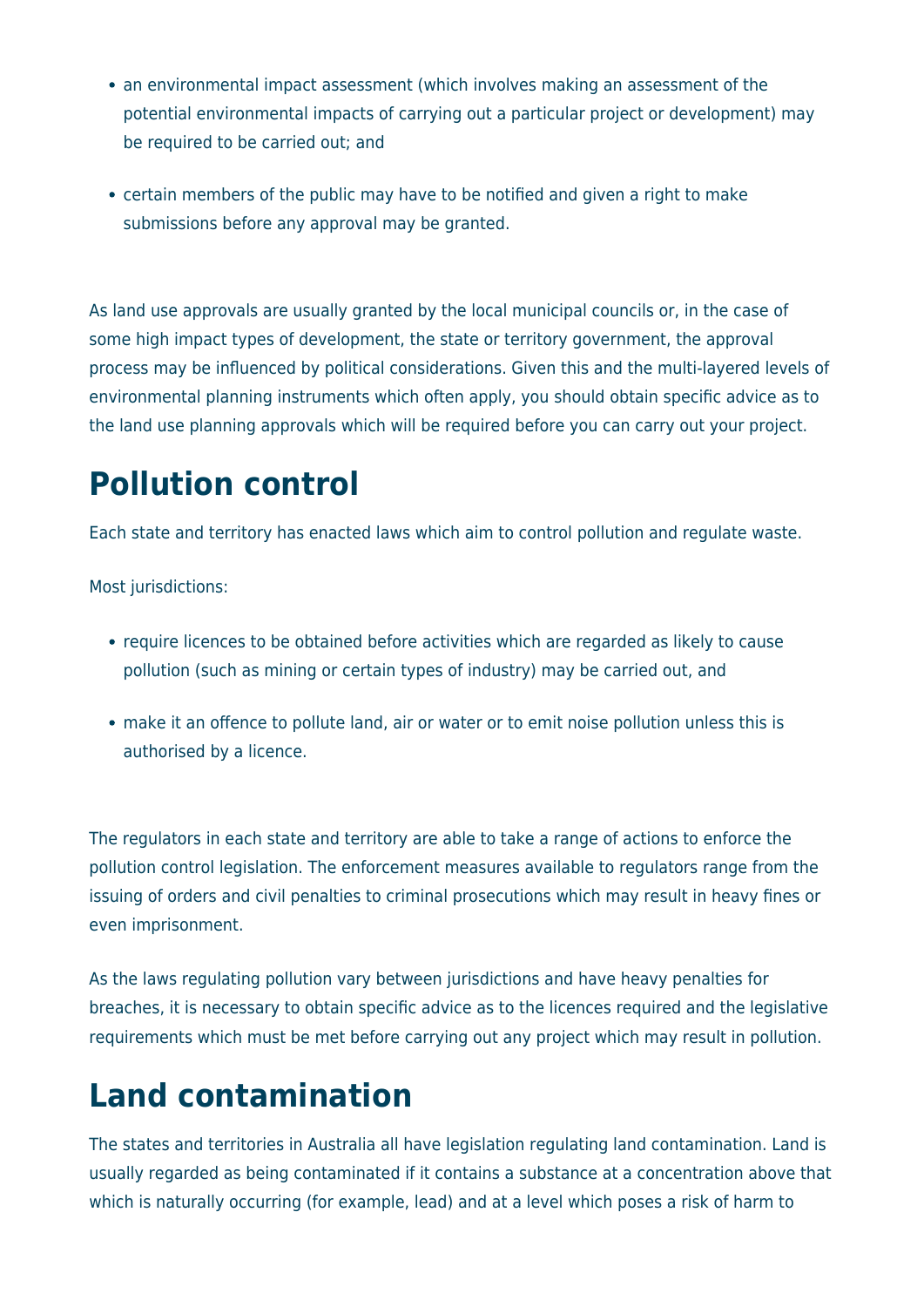- an environmental impact assessment (which involves making an assessment of the potential environmental impacts of carrying out a particular project or development) may be required to be carried out; and
- certain members of the public may have to be notified and given a right to make submissions before any approval may be granted.

As land use approvals are usually granted by the local municipal councils or, in the case of some high impact types of development, the state or territory government, the approval process may be influenced by political considerations. Given this and the multi-layered levels of environmental planning instruments which often apply, you should obtain specific advice as to the land use planning approvals which will be required before you can carry out your project.

# Pollution control

Each state and territory has enacted laws which aim to control pollution and regulate waste.

Most jurisdictions:

- require licences to be obtained before activities which are regarded as likely to cause pollution (such as mining or certain types of industry) may be carried out, and
- make it an offence to pollute land, air or water or to emit noise pollution unless this is authorised by a licence.

The regulators in each state and territory are able to take a range of actions to enforce the pollution control legislation. The enforcement measures available to regulators range from the issuing of orders and civil penalties to criminal prosecutions which may result in heavy fines or even imprisonment.

As the laws regulating pollution vary between jurisdictions and have heavy penalties for breaches, it is necessary to obtain specific advice as to the licences required and the legislative requirements which must be met before carrying out any project which may result in pollution.

# Land contamination

The states and territories in Australia all have legislation regulating land contamination. Land is usually regarded as being contaminated if it contains a substance at a concentration above that which is naturally occurring (for example, lead) and at a level which poses a risk of harm to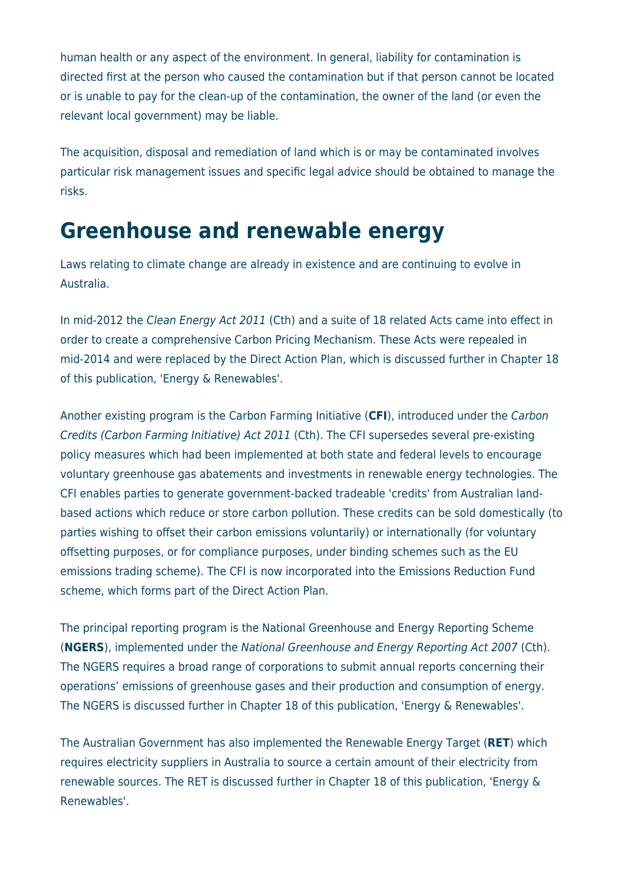human health or any aspect of the environment. In general, liability for contamination is directed first at the person who caused the contamination but if that person cannot be located or is unable to pay for the clean-up of the contamination, the owner of the land (or even the relevant local government) may be liable.

The acquisition, disposal and remediation of land which is or may be contaminated involves particular risk management issues and specific legal advice should be obtained to manage the risks.

# Greenhouse and renewable energy

Laws relating to climate change are already in existence and are continuing to evolve in Australia.

In mid-2012 the *Clean Energy Act 2011* (Cth) and a suite of 18 related Acts came into effect in order to create a comprehensive Carbon Pricing Mechanism. These Acts were repealed in mid-2014 and were replaced by the Direct Action Plan, which is discussed further in Chapter 18 of this publication, 'Energy & Renewables'.

Another existing program is the Carbon Farming Initiative (**CFI**), introduced under the *Carbon Credits (Carbon Farming Initiative) Act 2011* (Cth). The CFI supersedes several pre-existing policy measures which had been implemented at both state and federal levels to encourage voluntary greenhouse gas abatements and investments in renewable energy technologies. The CFI enables parties to generate government-backed tradeable 'credits' from Australian land-based actions which reduce or store carbon pollution. These credits can be sold domestically (to parties wishing to offset their carbon emissions voluntarily) or internationally (for voluntary offsetting purposes, or for compliance purposes, under binding schemes such as the EU emissions trading scheme). The CFI is now incorporated into the Emissions Reduction Fund scheme, which forms part of the Direct Action Plan.

The principal reporting program is the National Greenhouse and Energy Reporting Scheme (**NGERS**), implemented under the *National Greenhouse and Energy Reporting Act 2007* (Cth). The NGERS requires a broad range of corporations to submit annual reports concerning their operations' emissions of greenhouse gases and their production and consumption of energy. The NGERS is discussed further in Chapter 18 of this publication, 'Energy & Renewables'.

The Australian Government has also implemented the Renewable Energy Target (**RET**) which requires electricity suppliers in Australia to source a certain amount of their electricity from renewable sources. The RET is discussed further in Chapter 18 of this publication, 'Energy & Renewables'.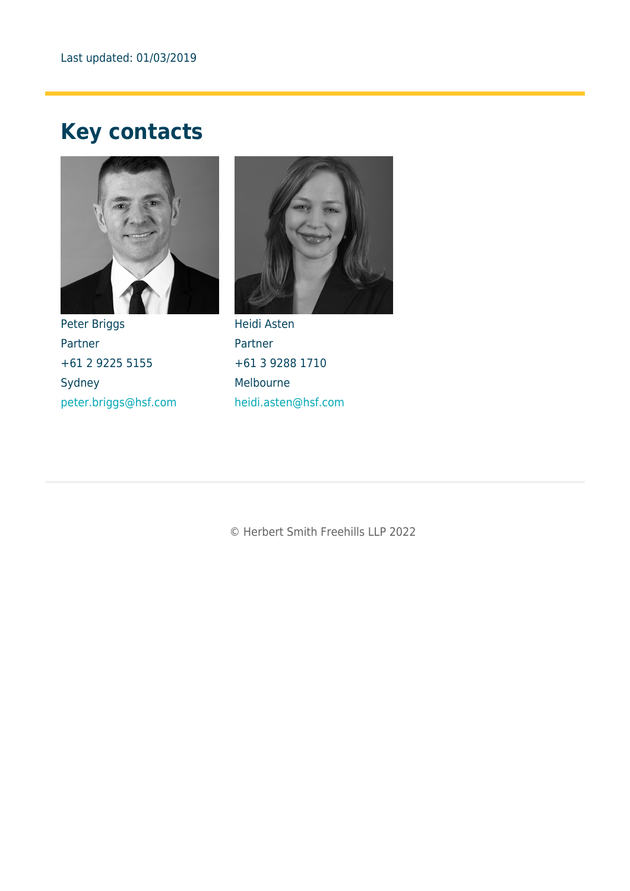Last updated: 01/03/2019

## Key contacts

Peter Briggs
Partner
+61 2 9225 5155
Sydney
peter.briggs@hsf.com

Heidi Asten
Partner
+61 3 9288 1710
Melbourne
heidi.asten@hsf.com

© Herbert Smith Freehills LLP 2022